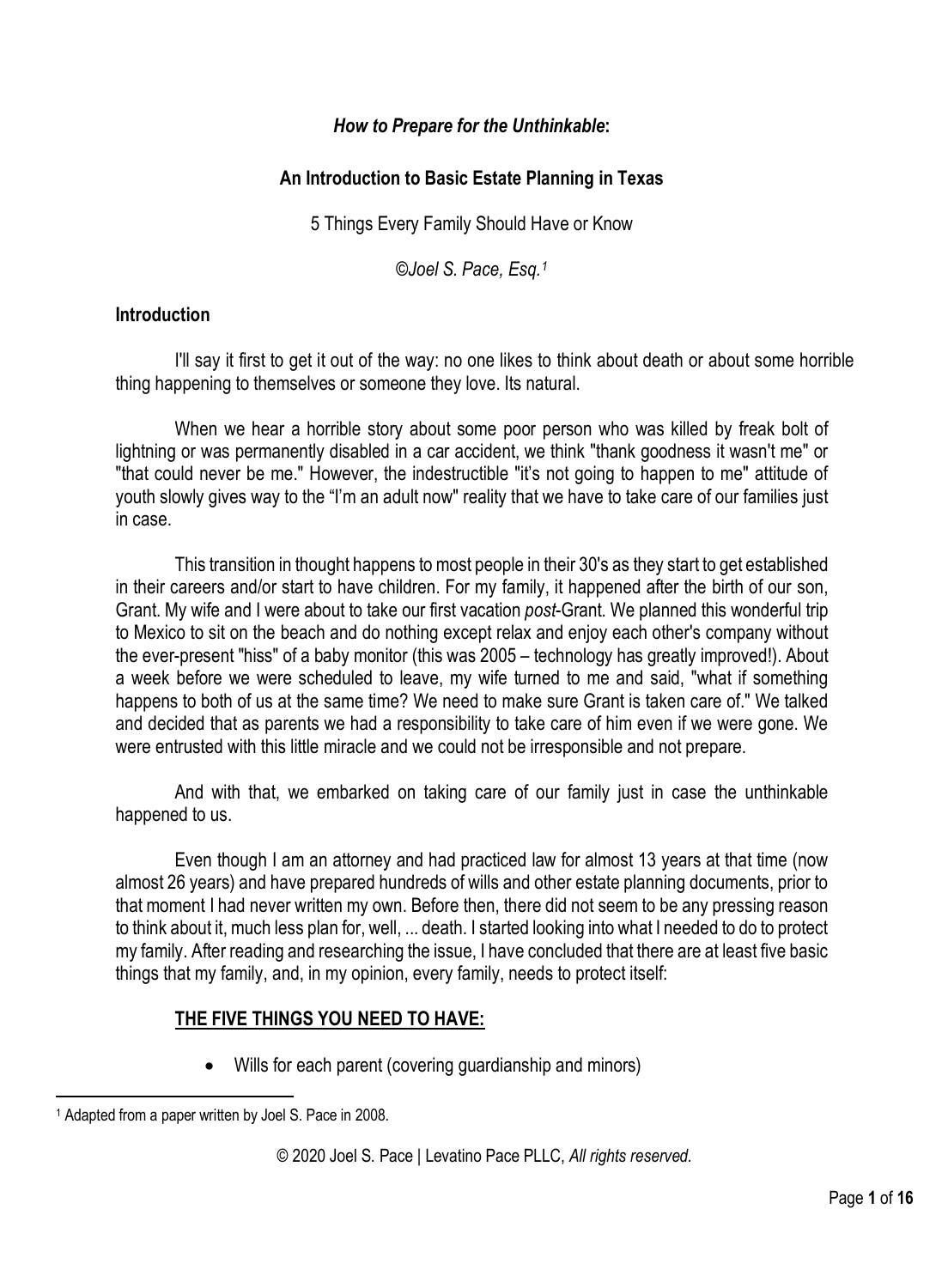*How to Prepare for the Unthinkable***:**

**An Introduction to Basic Estate Planning in Texas**

5 Things Every Family Should Have or Know

*©Joel S. Pace, Esq.*[1]

**Introduction**

I'll say it first to get it out of the way: no one likes to think about death or about some horrible thing happening to themselves or someone they love. Its natural.

When we hear a horrible story about some poor person who was killed by freak bolt of lightning or was permanently disabled in a car accident, we think "thank goodness it wasn't me" or "that could never be me." However, the indestructible "it's not going to happen to me" attitude of youth slowly gives way to the "I'm an adult now" reality that we have to take care of our families just in case.

This transition in thought happens to most people in their 30's as they start to get established in their careers and/or start to have children. For my family, it happened after the birth of our son, Grant. My wife and I were about to take our first vacation *post*-Grant. We planned this wonderful trip to Mexico to sit on the beach and do nothing except relax and enjoy each other's company without the ever-present "hiss" of a baby monitor (this was 2005 – technology has greatly improved!). About a week before we were scheduled to leave, my wife turned to me and said, "what if something happens to both of us at the same time? We need to make sure Grant is taken care of." We talked and decided that as parents we had a responsibility to take care of him even if we were gone. We were entrusted with this little miracle and we could not be irresponsible and not prepare.

And with that, we embarked on taking care of our family just in case the unthinkable happened to us.

Even though I am an attorney and had practiced law for almost 13 years at that time (now almost 26 years) and have prepared hundreds of wills and other estate planning documents, prior to that moment I had never written my own. Before then, there did not seem to be any pressing reason to think about it, much less plan for, well, ... death. I started looking into what I needed to do to protect my family. After reading and researching the issue, I have concluded that there are at least five basic things that my family, and, in my opinion, every family, needs to protect itself:

**<u>THE FIVE THINGS YOU NEED TO HAVE:</u>**

- Wills for each parent (covering guardianship and minors)

[1] Adapted from a paper written by Joel S. Pace in 2008.

© 2020 Joel S. Pace | Levatino Pace PLLC, *All rights reserved.*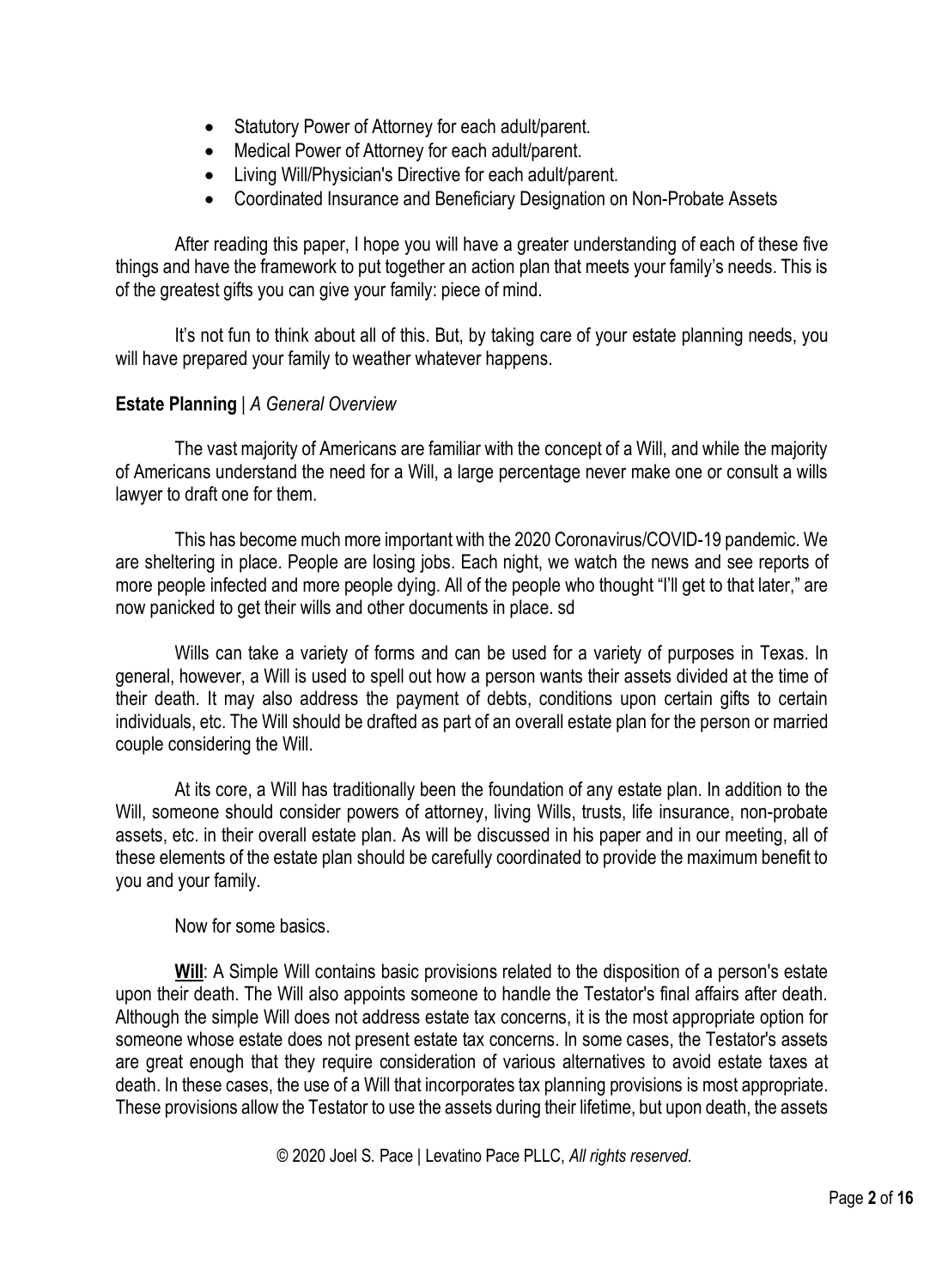- Statutory Power of Attorney for each adult/parent.
- Medical Power of Attorney for each adult/parent.
- Living Will/Physician's Directive for each adult/parent.
- Coordinated Insurance and Beneficiary Designation on Non-Probate Assets

After reading this paper, I hope you will have a greater understanding of each of these five things and have the framework to put together an action plan that meets your family's needs. This is of the greatest gifts you can give your family: piece of mind.

It's not fun to think about all of this. But, by taking care of your estate planning needs, you will have prepared your family to weather whatever happens.

**Estate Planning** | *A General Overview*

The vast majority of Americans are familiar with the concept of a Will, and while the majority of Americans understand the need for a Will, a large percentage never make one or consult a wills lawyer to draft one for them.

This has become much more important with the 2020 Coronavirus/COVID-19 pandemic. We are sheltering in place. People are losing jobs. Each night, we watch the news and see reports of more people infected and more people dying. All of the people who thought "I'll get to that later," are now panicked to get their wills and other documents in place. sd

Wills can take a variety of forms and can be used for a variety of purposes in Texas. In general, however, a Will is used to spell out how a person wants their assets divided at the time of their death. It may also address the payment of debts, conditions upon certain gifts to certain individuals, etc. The Will should be drafted as part of an overall estate plan for the person or married couple considering the Will.

At its core, a Will has traditionally been the foundation of any estate plan. In addition to the Will, someone should consider powers of attorney, living Wills, trusts, life insurance, non-probate assets, etc. in their overall estate plan. As will be discussed in his paper and in our meeting, all of these elements of the estate plan should be carefully coordinated to provide the maximum benefit to you and your family.

Now for some basics.

**<u>Will</u>**: A Simple Will contains basic provisions related to the disposition of a person's estate upon their death. The Will also appoints someone to handle the Testator's final affairs after death. Although the simple Will does not address estate tax concerns, it is the most appropriate option for someone whose estate does not present estate tax concerns. In some cases, the Testator's assets are great enough that they require consideration of various alternatives to avoid estate taxes at death. In these cases, the use of a Will that incorporates tax planning provisions is most appropriate. These provisions allow the Testator to use the assets during their lifetime, but upon death, the assets

© 2020 Joel S. Pace | Levatino Pace PLLC, *All rights reserved.*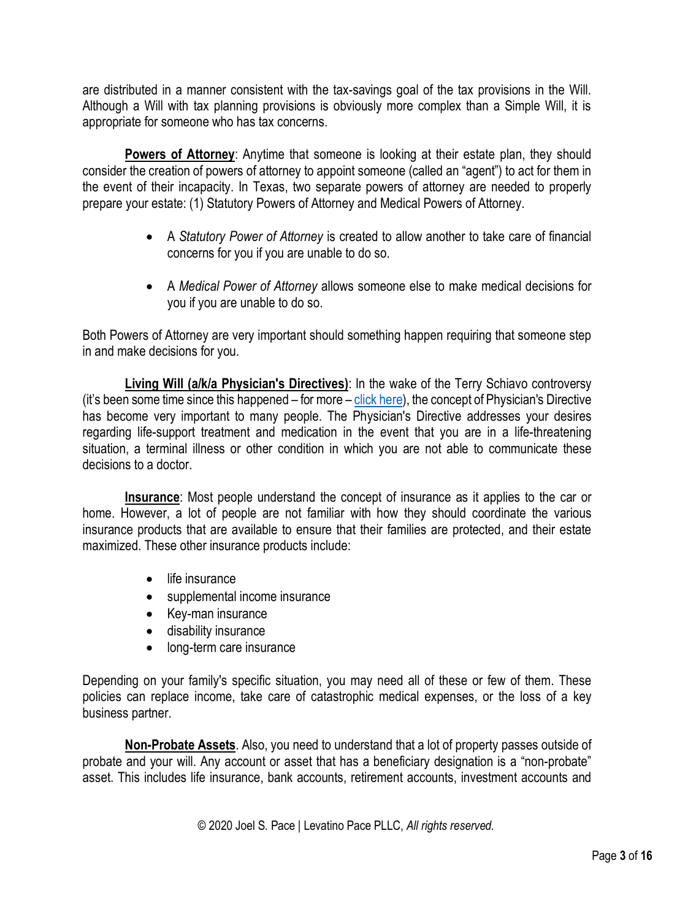are distributed in a manner consistent with the tax-savings goal of the tax provisions in the Will. Although a Will with tax planning provisions is obviously more complex than a Simple Will, it is appropriate for someone who has tax concerns.

**Powers of Attorney**: Anytime that someone is looking at their estate plan, they should consider the creation of powers of attorney to appoint someone (called an "agent") to act for them in the event of their incapacity. In Texas, two separate powers of attorney are needed to properly prepare your estate: (1) Statutory Powers of Attorney and Medical Powers of Attorney.

- A *Statutory Power of Attorney* is created to allow another to take care of financial concerns for you if you are unable to do so.
- A *Medical Power of Attorney* allows someone else to make medical decisions for you if you are unable to do so.

Both Powers of Attorney are very important should something happen requiring that someone step in and make decisions for you.

**Living Will (a/k/a Physician's Directives)**: In the wake of the Terry Schiavo controversy (it's been some time since this happened – for more – click here), the concept of Physician's Directive has become very important to many people. The Physician's Directive addresses your desires regarding life-support treatment and medication in the event that you are in a life-threatening situation, a terminal illness or other condition in which you are not able to communicate these decisions to a doctor.

**Insurance**: Most people understand the concept of insurance as it applies to the car or home. However, a lot of people are not familiar with how they should coordinate the various insurance products that are available to ensure that their families are protected, and their estate maximized. These other insurance products include:

- life insurance
- supplemental income insurance
- Key-man insurance
- disability insurance
- long-term care insurance

Depending on your family's specific situation, you may need all of these or few of them. These policies can replace income, take care of catastrophic medical expenses, or the loss of a key business partner.

**Non-Probate Assets**. Also, you need to understand that a lot of property passes outside of probate and your will. Any account or asset that has a beneficiary designation is a "non-probate" asset. This includes life insurance, bank accounts, retirement accounts, investment accounts and

© 2020 Joel S. Pace | Levatino Pace PLLC, *All rights reserved.*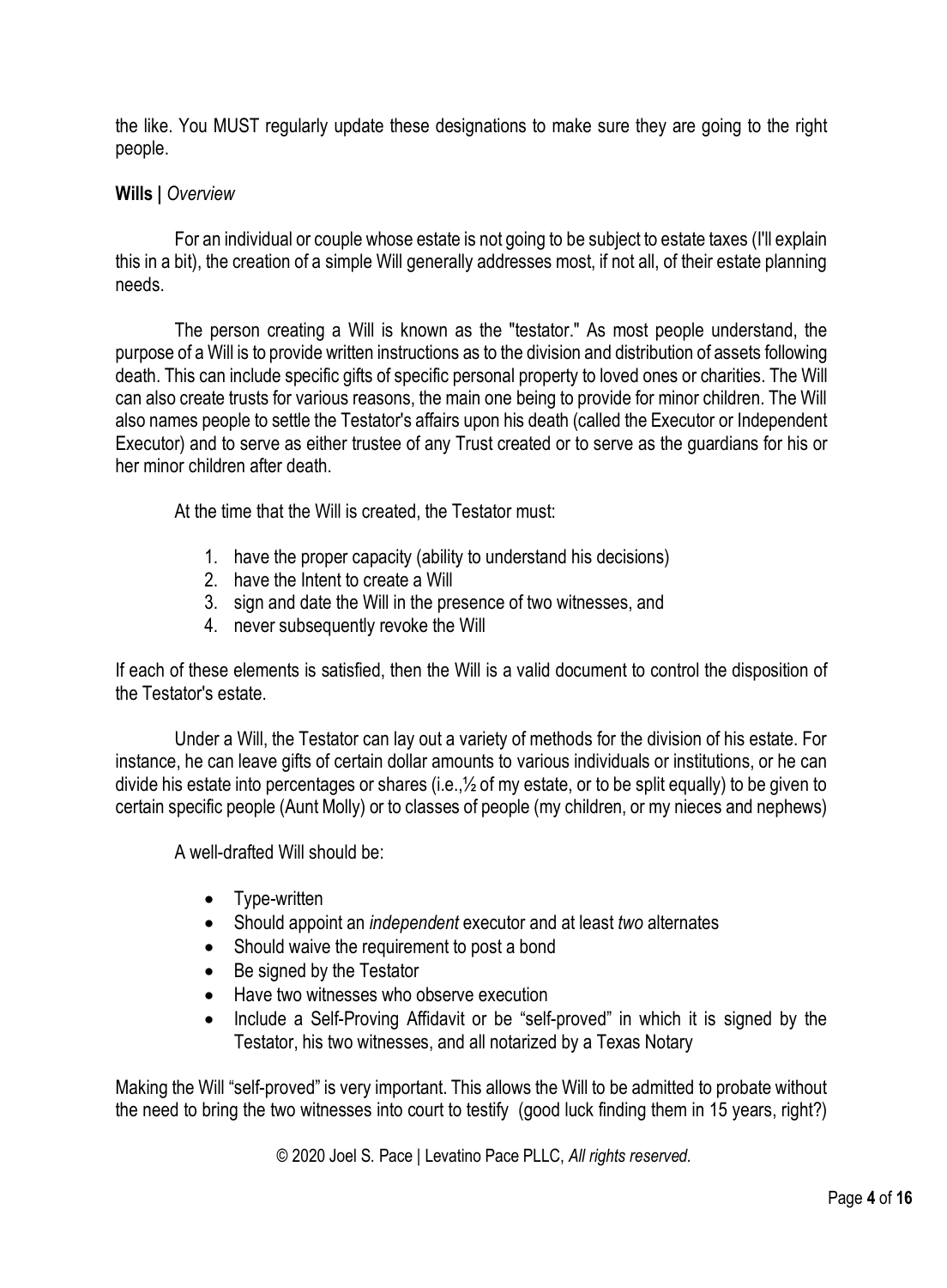the like. You MUST regularly update these designations to make sure they are going to the right people.

**Wills |** *Overview*

For an individual or couple whose estate is not going to be subject to estate taxes (I'll explain this in a bit), the creation of a simple Will generally addresses most, if not all, of their estate planning needs.

The person creating a Will is known as the "testator." As most people understand, the purpose of a Will is to provide written instructions as to the division and distribution of assets following death. This can include specific gifts of specific personal property to loved ones or charities. The Will can also create trusts for various reasons, the main one being to provide for minor children. The Will also names people to settle the Testator's affairs upon his death (called the Executor or Independent Executor) and to serve as either trustee of any Trust created or to serve as the guardians for his or her minor children after death.

At the time that the Will is created, the Testator must:

1. have the proper capacity (ability to understand his decisions)
2. have the Intent to create a Will
3. sign and date the Will in the presence of two witnesses, and
4. never subsequently revoke the Will

If each of these elements is satisfied, then the Will is a valid document to control the disposition of the Testator's estate.

Under a Will, the Testator can lay out a variety of methods for the division of his estate. For instance, he can leave gifts of certain dollar amounts to various individuals or institutions, or he can divide his estate into percentages or shares (i.e.,½ of my estate, or to be split equally) to be given to certain specific people (Aunt Molly) or to classes of people (my children, or my nieces and nephews)

A well-drafted Will should be:

- Type-written
- Should appoint an *independent* executor and at least *two* alternates
- Should waive the requirement to post a bond
- Be signed by the Testator
- Have two witnesses who observe execution
- Include a Self-Proving Affidavit or be "self-proved" in which it is signed by the Testator, his two witnesses, and all notarized by a Texas Notary

Making the Will "self-proved" is very important. This allows the Will to be admitted to probate without the need to bring the two witnesses into court to testify (good luck finding them in 15 years, right?)

© 2020 Joel S. Pace | Levatino Pace PLLC, *All rights reserved.*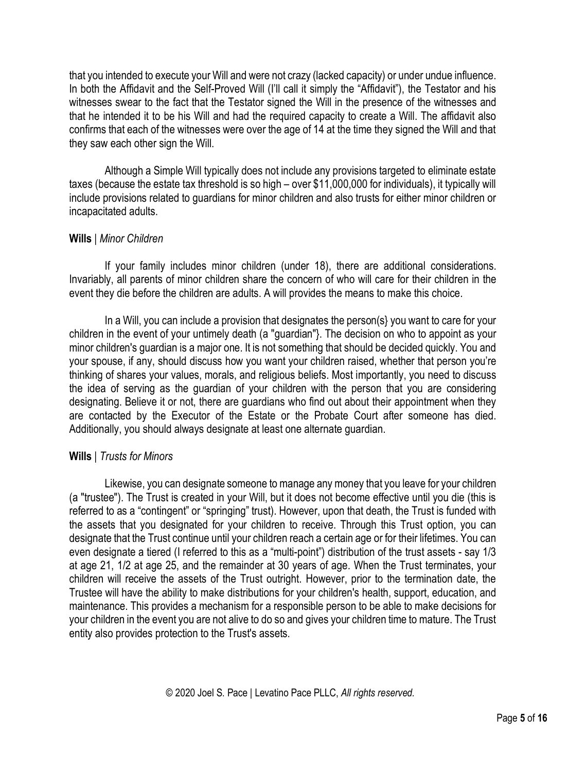that you intended to execute your Will and were not crazy (lacked capacity) or under undue influence. In both the Affidavit and the Self-Proved Will (I'll call it simply the "Affidavit"), the Testator and his witnesses swear to the fact that the Testator signed the Will in the presence of the witnesses and that he intended it to be his Will and had the required capacity to create a Will. The affidavit also confirms that each of the witnesses were over the age of 14 at the time they signed the Will and that they saw each other sign the Will.

Although a Simple Will typically does not include any provisions targeted to eliminate estate taxes (because the estate tax threshold is so high – over $11,000,000 for individuals), it typically will include provisions related to guardians for minor children and also trusts for either minor children or incapacitated adults.

**Wills** | *Minor Children*

If your family includes minor children (under 18), there are additional considerations. Invariably, all parents of minor children share the concern of who will care for their children in the event they die before the children are adults. A will provides the means to make this choice.

In a Will, you can include a provision that designates the person(s} you want to care for your children in the event of your untimely death (a "guardian"}. The decision on who to appoint as your minor children's guardian is a major one. It is not something that should be decided quickly. You and your spouse, if any, should discuss how you want your children raised, whether that person you're thinking of shares your values, morals, and religious beliefs. Most importantly, you need to discuss the idea of serving as the guardian of your children with the person that you are considering designating. Believe it or not, there are guardians who find out about their appointment when they are contacted by the Executor of the Estate or the Probate Court after someone has died. Additionally, you should always designate at least one alternate guardian.

**Wills** | *Trusts for Minors*

Likewise, you can designate someone to manage any money that you leave for your children (a "trustee"). The Trust is created in your Will, but it does not become effective until you die (this is referred to as a "contingent" or "springing" trust). However, upon that death, the Trust is funded with the assets that you designated for your children to receive. Through this Trust option, you can designate that the Trust continue until your children reach a certain age or for their lifetimes. You can even designate a tiered (I referred to this as a "multi-point") distribution of the trust assets - say 1/3 at age 21, 1/2 at age 25, and the remainder at 30 years of age. When the Trust terminates, your children will receive the assets of the Trust outright. However, prior to the termination date, the Trustee will have the ability to make distributions for your children's health, support, education, and maintenance. This provides a mechanism for a responsible person to be able to make decisions for your children in the event you are not alive to do so and gives your children time to mature. The Trust entity also provides protection to the Trust's assets.

© 2020 Joel S. Pace | Levatino Pace PLLC, *All rights reserved.*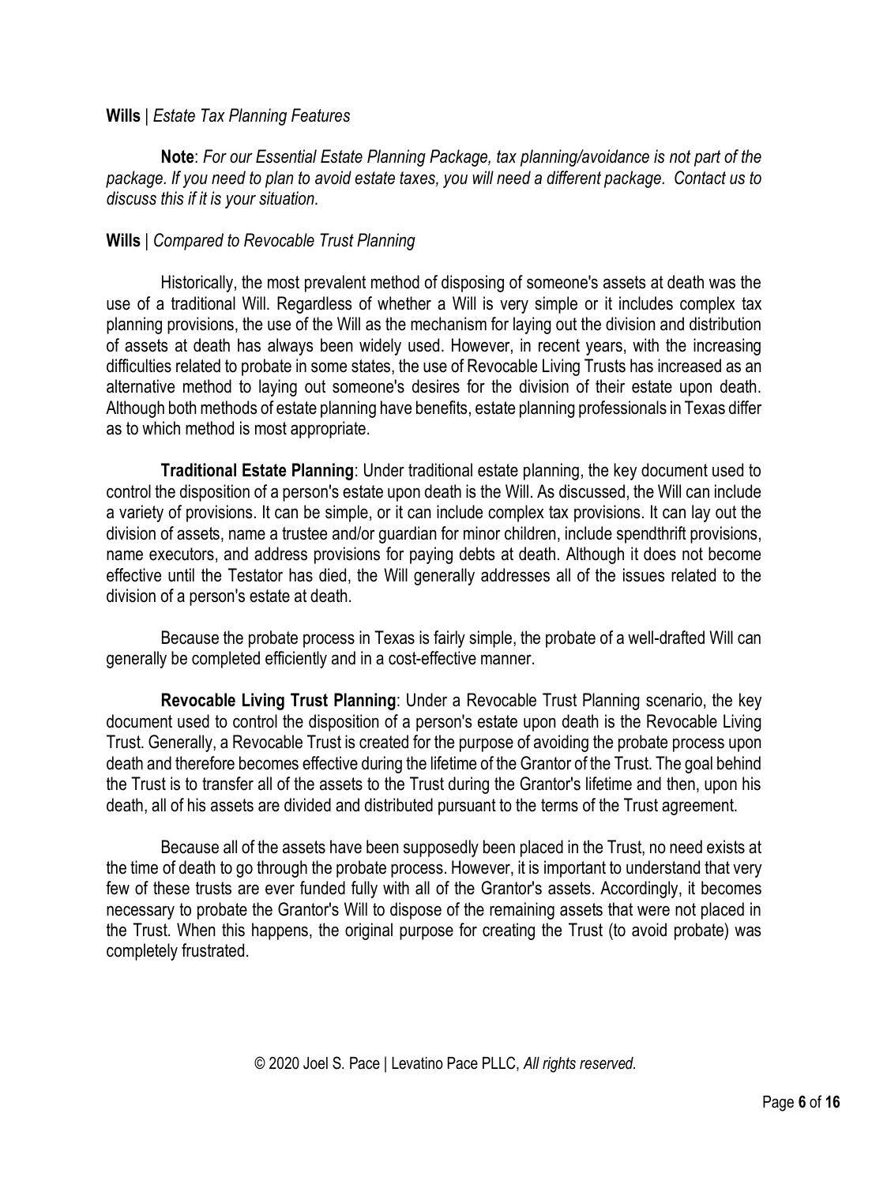**Wills** | *Estate Tax Planning Features*

**Note**: *For our Essential Estate Planning Package, tax planning/avoidance is not part of the package. If you need to plan to avoid estate taxes, you will need a different package. Contact us to discuss this if it is your situation.*

**Wills** | *Compared to Revocable Trust Planning*

Historically, the most prevalent method of disposing of someone's assets at death was the use of a traditional Will. Regardless of whether a Will is very simple or it includes complex tax planning provisions, the use of the Will as the mechanism for laying out the division and distribution of assets at death has always been widely used. However, in recent years, with the increasing difficulties related to probate in some states, the use of Revocable Living Trusts has increased as an alternative method to laying out someone's desires for the division of their estate upon death. Although both methods of estate planning have benefits, estate planning professionals in Texas differ as to which method is most appropriate.

**Traditional Estate Planning**: Under traditional estate planning, the key document used to control the disposition of a person's estate upon death is the Will. As discussed, the Will can include a variety of provisions. It can be simple, or it can include complex tax provisions. It can lay out the division of assets, name a trustee and/or guardian for minor children, include spendthrift provisions, name executors, and address provisions for paying debts at death. Although it does not become effective until the Testator has died, the Will generally addresses all of the issues related to the division of a person's estate at death.

Because the probate process in Texas is fairly simple, the probate of a well-drafted Will can generally be completed efficiently and in a cost-effective manner.

**Revocable Living Trust Planning**: Under a Revocable Trust Planning scenario, the key document used to control the disposition of a person's estate upon death is the Revocable Living Trust. Generally, a Revocable Trust is created for the purpose of avoiding the probate process upon death and therefore becomes effective during the lifetime of the Grantor of the Trust. The goal behind the Trust is to transfer all of the assets to the Trust during the Grantor's lifetime and then, upon his death, all of his assets are divided and distributed pursuant to the terms of the Trust agreement.

Because all of the assets have been supposedly been placed in the Trust, no need exists at the time of death to go through the probate process. However, it is important to understand that very few of these trusts are ever funded fully with all of the Grantor's assets. Accordingly, it becomes necessary to probate the Grantor's Will to dispose of the remaining assets that were not placed in the Trust. When this happens, the original purpose for creating the Trust (to avoid probate) was completely frustrated.

© 2020 Joel S. Pace | Levatino Pace PLLC, *All rights reserved.*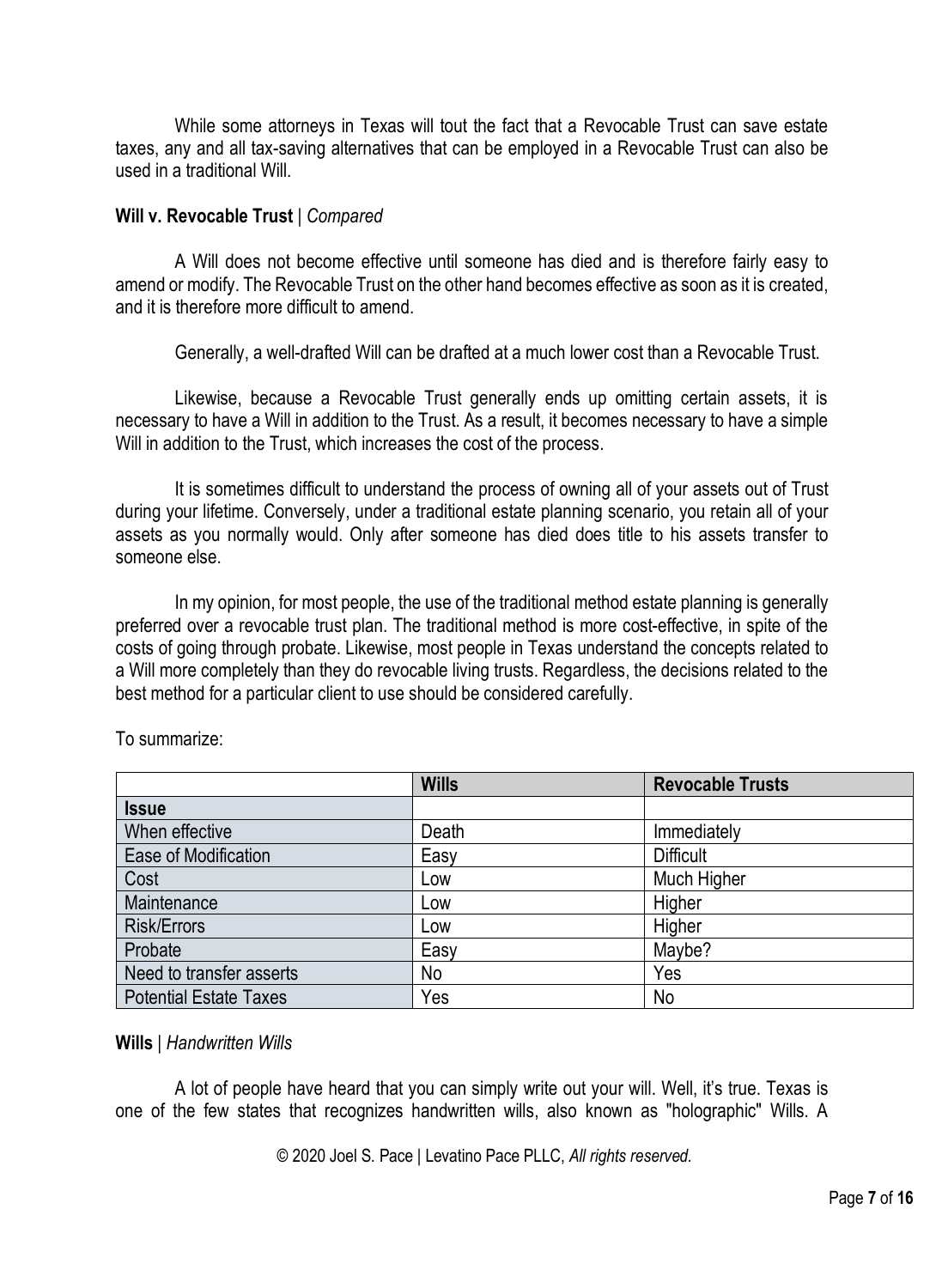While some attorneys in Texas will tout the fact that a Revocable Trust can save estate taxes, any and all tax-saving alternatives that can be employed in a Revocable Trust can also be used in a traditional Will.

**Will v. Revocable Trust** | *Compared*

A Will does not become effective until someone has died and is therefore fairly easy to amend or modify. The Revocable Trust on the other hand becomes effective as soon as it is created, and it is therefore more difficult to amend.

Generally, a well-drafted Will can be drafted at a much lower cost than a Revocable Trust.

Likewise, because a Revocable Trust generally ends up omitting certain assets, it is necessary to have a Will in addition to the Trust. As a result, it becomes necessary to have a simple Will in addition to the Trust, which increases the cost of the process.

It is sometimes difficult to understand the process of owning all of your assets out of Trust during your lifetime. Conversely, under a traditional estate planning scenario, you retain all of your assets as you normally would. Only after someone has died does title to his assets transfer to someone else.

In my opinion, for most people, the use of the traditional method estate planning is generally preferred over a revocable trust plan. The traditional method is more cost-effective, in spite of the costs of going through probate. Likewise, most people in Texas understand the concepts related to a Will more completely than they do revocable living trusts. Regardless, the decisions related to the best method for a particular client to use should be considered carefully.

To summarize:

| | **Wills** | **Revocable Trusts** |
|---|---|---|
| **Issue** | | |
| When effective | Death | Immediately |
| Ease of Modification | Easy | Difficult |
| Cost | Low | Much Higher |
| Maintenance | Low | Higher |
| Risk/Errors | Low | Higher |
| Probate | Easy | Maybe? |
| Need to transfer asserts | No | Yes |
| Potential Estate Taxes | Yes | No |

**Wills** | *Handwritten Wills*

A lot of people have heard that you can simply write out your will. Well, it's true. Texas is one of the few states that recognizes handwritten wills, also known as "holographic" Wills. A

© 2020 Joel S. Pace | Levatino Pace PLLC, *All rights reserved.*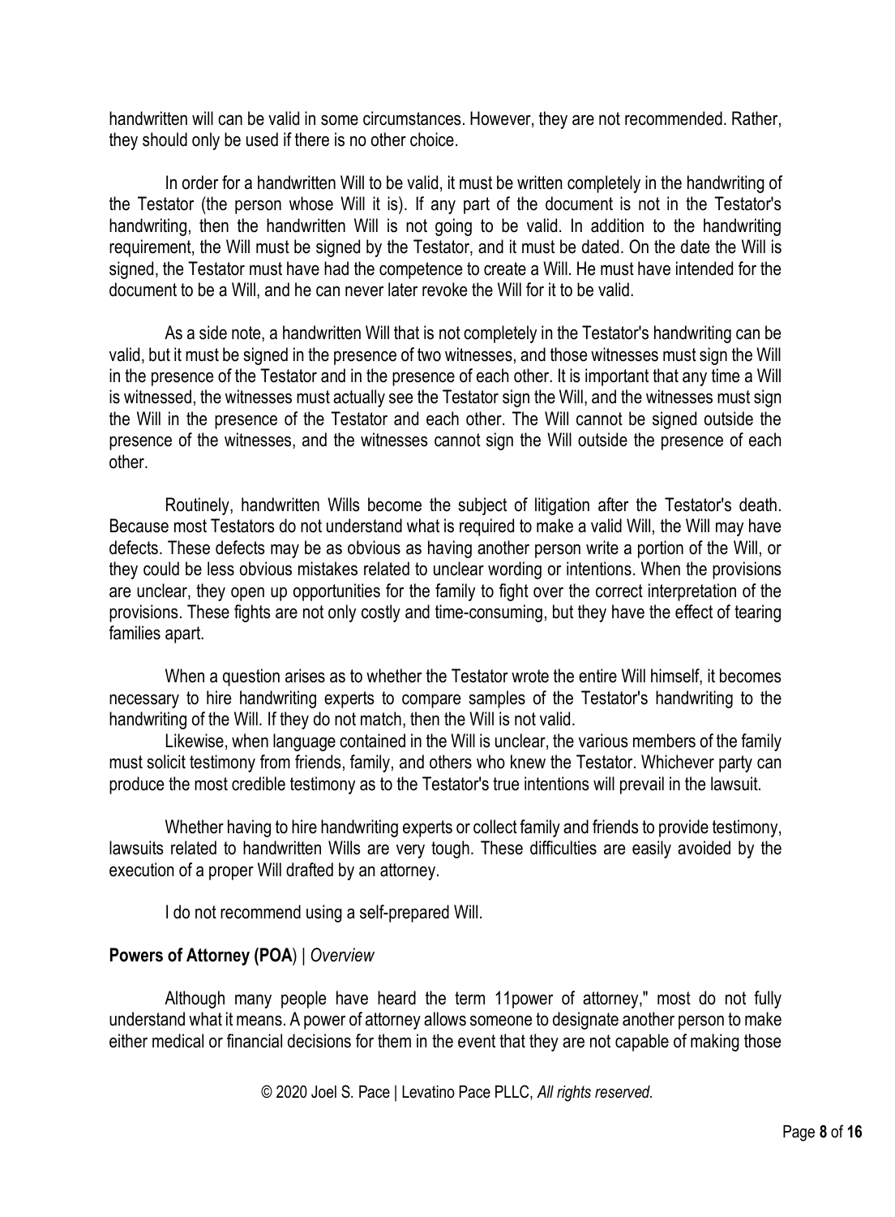handwritten will can be valid in some circumstances. However, they are not recommended. Rather, they should only be used if there is no other choice.

In order for a handwritten Will to be valid, it must be written completely in the handwriting of the Testator (the person whose Will it is). If any part of the document is not in the Testator's handwriting, then the handwritten Will is not going to be valid. In addition to the handwriting requirement, the Will must be signed by the Testator, and it must be dated. On the date the Will is signed, the Testator must have had the competence to create a Will. He must have intended for the document to be a Will, and he can never later revoke the Will for it to be valid.

As a side note, a handwritten Will that is not completely in the Testator's handwriting can be valid, but it must be signed in the presence of two witnesses, and those witnesses must sign the Will in the presence of the Testator and in the presence of each other. It is important that any time a Will is witnessed, the witnesses must actually see the Testator sign the Will, and the witnesses must sign the Will in the presence of the Testator and each other. The Will cannot be signed outside the presence of the witnesses, and the witnesses cannot sign the Will outside the presence of each other.

Routinely, handwritten Wills become the subject of litigation after the Testator's death. Because most Testators do not understand what is required to make a valid Will, the Will may have defects. These defects may be as obvious as having another person write a portion of the Will, or they could be less obvious mistakes related to unclear wording or intentions. When the provisions are unclear, they open up opportunities for the family to fight over the correct interpretation of the provisions. These fights are not only costly and time-consuming, but they have the effect of tearing families apart.

When a question arises as to whether the Testator wrote the entire Will himself, it becomes necessary to hire handwriting experts to compare samples of the Testator's handwriting to the handwriting of the Will. If they do not match, then the Will is not valid.

Likewise, when language contained in the Will is unclear, the various members of the family must solicit testimony from friends, family, and others who knew the Testator. Whichever party can produce the most credible testimony as to the Testator's true intentions will prevail in the lawsuit.

Whether having to hire handwriting experts or collect family and friends to provide testimony, lawsuits related to handwritten Wills are very tough. These difficulties are easily avoided by the execution of a proper Will drafted by an attorney.

I do not recommend using a self-prepared Will.

**Powers of Attorney (POA)** | *Overview*

Although many people have heard the term 11power of attorney," most do not fully understand what it means. A power of attorney allows someone to designate another person to make either medical or financial decisions for them in the event that they are not capable of making those

© 2020 Joel S. Pace | Levatino Pace PLLC, *All rights reserved.*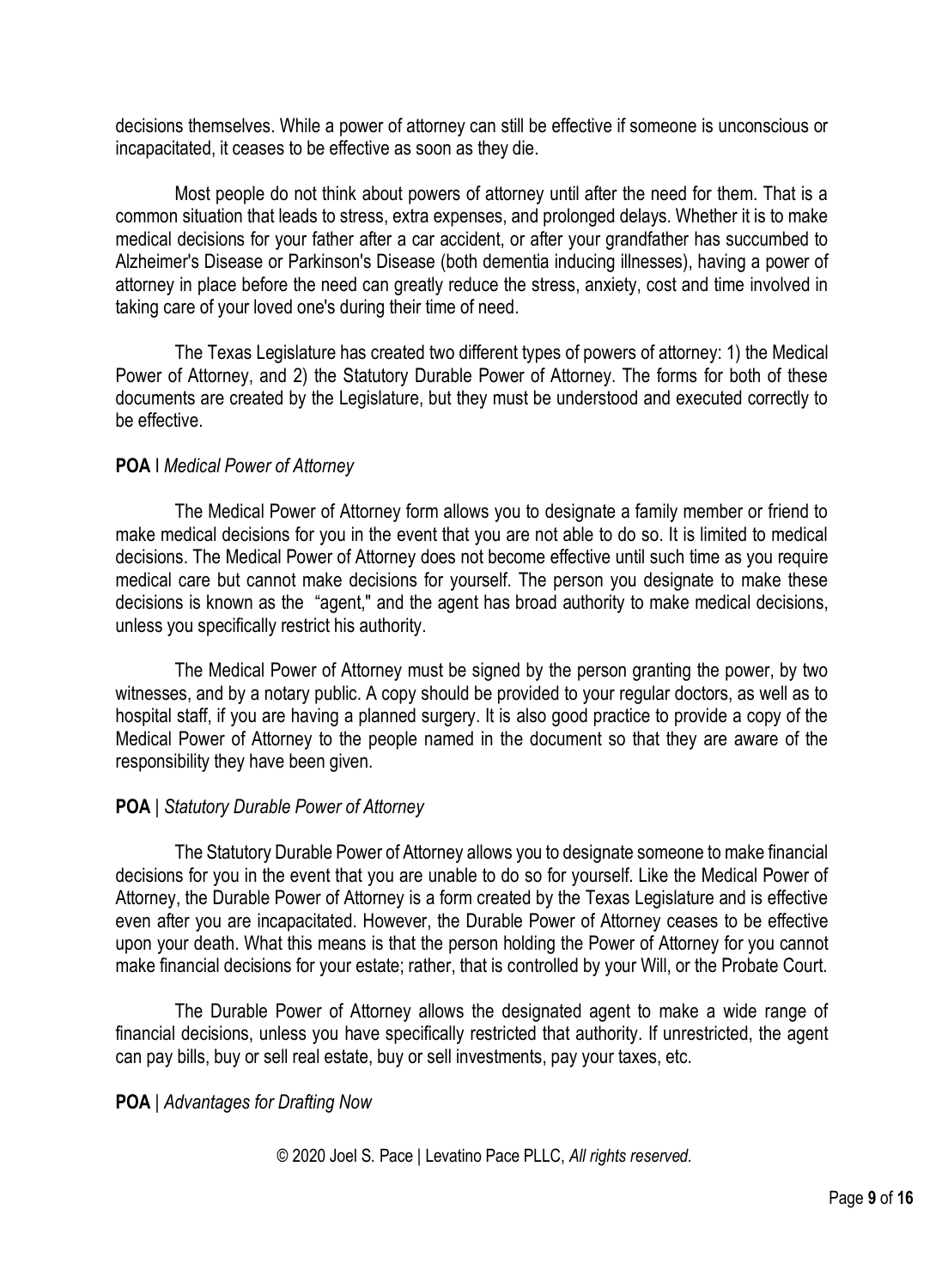decisions themselves. While a power of attorney can still be effective if someone is unconscious or incapacitated, it ceases to be effective as soon as they die.

Most people do not think about powers of attorney until after the need for them. That is a common situation that leads to stress, extra expenses, and prolonged delays. Whether it is to make medical decisions for your father after a car accident, or after your grandfather has succumbed to Alzheimer's Disease or Parkinson's Disease (both dementia inducing illnesses), having a power of attorney in place before the need can greatly reduce the stress, anxiety, cost and time involved in taking care of your loved one's during their time of need.

The Texas Legislature has created two different types of powers of attorney: 1) the Medical Power of Attorney, and 2) the Statutory Durable Power of Attorney. The forms for both of these documents are created by the Legislature, but they must be understood and executed correctly to be effective.

**POA** I *Medical Power of Attorney*

The Medical Power of Attorney form allows you to designate a family member or friend to make medical decisions for you in the event that you are not able to do so. It is limited to medical decisions. The Medical Power of Attorney does not become effective until such time as you require medical care but cannot make decisions for yourself. The person you designate to make these decisions is known as the "agent," and the agent has broad authority to make medical decisions, unless you specifically restrict his authority.

The Medical Power of Attorney must be signed by the person granting the power, by two witnesses, and by a notary public. A copy should be provided to your regular doctors, as well as to hospital staff, if you are having a planned surgery. It is also good practice to provide a copy of the Medical Power of Attorney to the people named in the document so that they are aware of the responsibility they have been given.

**POA** | *Statutory Durable Power of Attorney*

The Statutory Durable Power of Attorney allows you to designate someone to make financial decisions for you in the event that you are unable to do so for yourself. Like the Medical Power of Attorney, the Durable Power of Attorney is a form created by the Texas Legislature and is effective even after you are incapacitated. However, the Durable Power of Attorney ceases to be effective upon your death. What this means is that the person holding the Power of Attorney for you cannot make financial decisions for your estate; rather, that is controlled by your Will, or the Probate Court.

The Durable Power of Attorney allows the designated agent to make a wide range of financial decisions, unless you have specifically restricted that authority. If unrestricted, the agent can pay bills, buy or sell real estate, buy or sell investments, pay your taxes, etc.

**POA** | *Advantages for Drafting Now*

© 2020 Joel S. Pace | Levatino Pace PLLC, *All rights reserved.*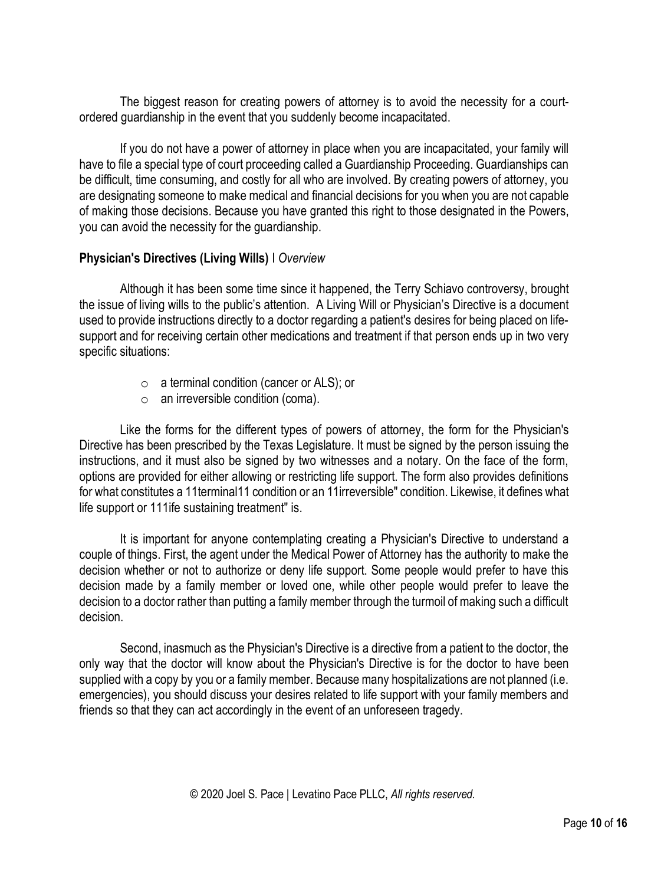The biggest reason for creating powers of attorney is to avoid the necessity for a court-ordered guardianship in the event that you suddenly become incapacitated.

If you do not have a power of attorney in place when you are incapacitated, your family will have to file a special type of court proceeding called a Guardianship Proceeding. Guardianships can be difficult, time consuming, and costly for all who are involved. By creating powers of attorney, you are designating someone to make medical and financial decisions for you when you are not capable of making those decisions. Because you have granted this right to those designated in the Powers, you can avoid the necessity for the guardianship.

**Physician's Directives (Living Wills)** I *Overview*

Although it has been some time since it happened, the Terry Schiavo controversy, brought the issue of living wills to the public's attention. A Living Will or Physician's Directive is a document used to provide instructions directly to a doctor regarding a patient's desires for being placed on life-support and for receiving certain other medications and treatment if that person ends up in two very specific situations:

- a terminal condition (cancer or ALS); or
- an irreversible condition (coma).

Like the forms for the different types of powers of attorney, the form for the Physician's Directive has been prescribed by the Texas Legislature. It must be signed by the person issuing the instructions, and it must also be signed by two witnesses and a notary. On the face of the form, options are provided for either allowing or restricting life support. The form also provides definitions for what constitutes a 11terminal11 condition or an 11irreversible" condition. Likewise, it defines what life support or 111ife sustaining treatment" is.

It is important for anyone contemplating creating a Physician's Directive to understand a couple of things. First, the agent under the Medical Power of Attorney has the authority to make the decision whether or not to authorize or deny life support. Some people would prefer to have this decision made by a family member or loved one, while other people would prefer to leave the decision to a doctor rather than putting a family member through the turmoil of making such a difficult decision.

Second, inasmuch as the Physician's Directive is a directive from a patient to the doctor, the only way that the doctor will know about the Physician's Directive is for the doctor to have been supplied with a copy by you or a family member. Because many hospitalizations are not planned (i.e. emergencies), you should discuss your desires related to life support with your family members and friends so that they can act accordingly in the event of an unforeseen tragedy.

© 2020 Joel S. Pace | Levatino Pace PLLC, *All rights reserved.*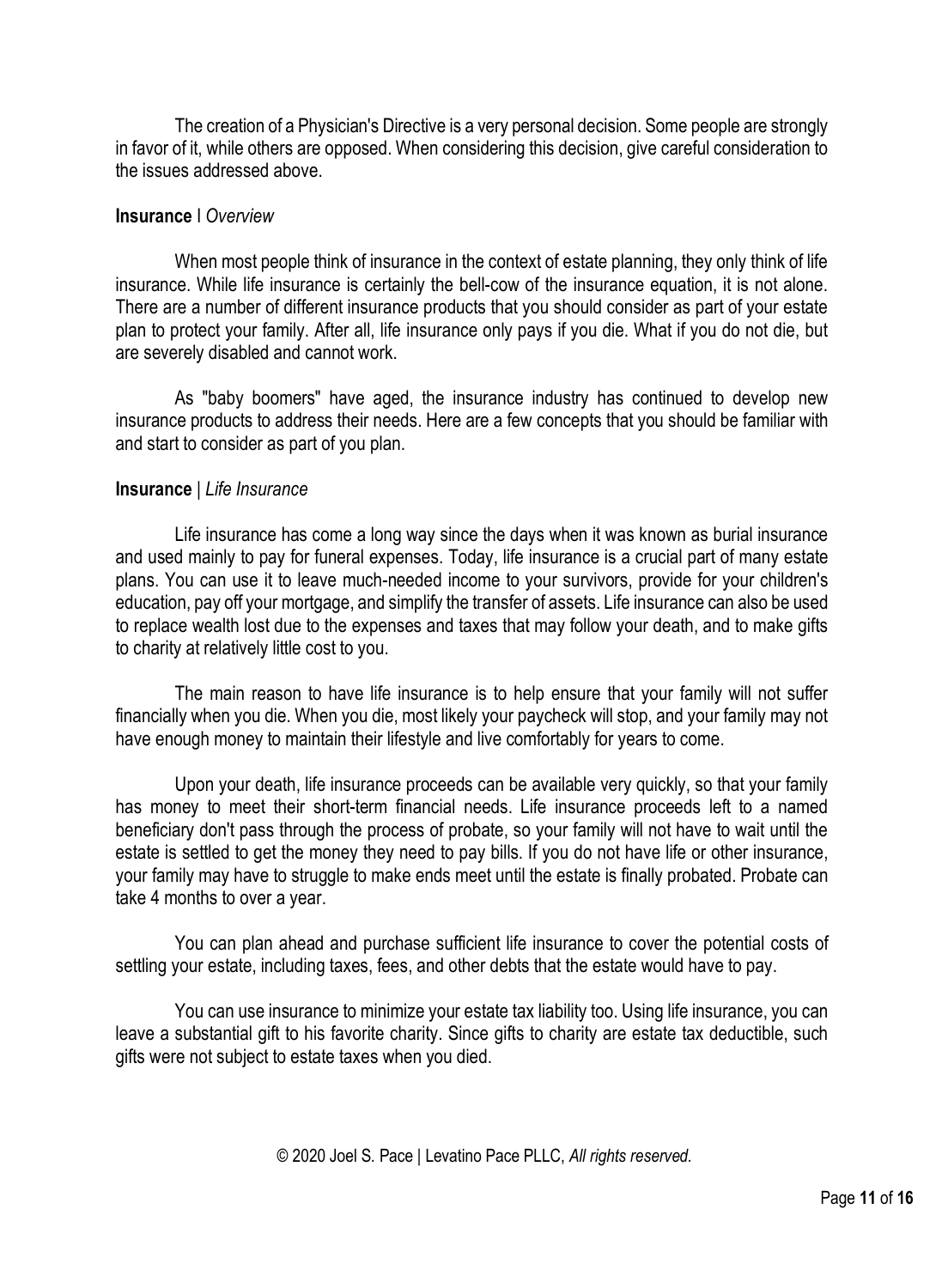The creation of a Physician's Directive is a very personal decision. Some people are strongly in favor of it, while others are opposed. When considering this decision, give careful consideration to the issues addressed above.

**Insurance** | *Overview*

When most people think of insurance in the context of estate planning, they only think of life insurance. While life insurance is certainly the bell-cow of the insurance equation, it is not alone. There are a number of different insurance products that you should consider as part of your estate plan to protect your family. After all, life insurance only pays if you die. What if you do not die, but are severely disabled and cannot work.

As "baby boomers" have aged, the insurance industry has continued to develop new insurance products to address their needs. Here are a few concepts that you should be familiar with and start to consider as part of you plan.

**Insurance** | *Life Insurance*

Life insurance has come a long way since the days when it was known as burial insurance and used mainly to pay for funeral expenses. Today, life insurance is a crucial part of many estate plans. You can use it to leave much-needed income to your survivors, provide for your children's education, pay off your mortgage, and simplify the transfer of assets. Life insurance can also be used to replace wealth lost due to the expenses and taxes that may follow your death, and to make gifts to charity at relatively little cost to you.

The main reason to have life insurance is to help ensure that your family will not suffer financially when you die. When you die, most likely your paycheck will stop, and your family may not have enough money to maintain their lifestyle and live comfortably for years to come.

Upon your death, life insurance proceeds can be available very quickly, so that your family has money to meet their short-term financial needs. Life insurance proceeds left to a named beneficiary don't pass through the process of probate, so your family will not have to wait until the estate is settled to get the money they need to pay bills. If you do not have life or other insurance, your family may have to struggle to make ends meet until the estate is finally probated. Probate can take 4 months to over a year.

You can plan ahead and purchase sufficient life insurance to cover the potential costs of settling your estate, including taxes, fees, and other debts that the estate would have to pay.

You can use insurance to minimize your estate tax liability too. Using life insurance, you can leave a substantial gift to his favorite charity. Since gifts to charity are estate tax deductible, such gifts were not subject to estate taxes when you died.

© 2020 Joel S. Pace | Levatino Pace PLLC, *All rights reserved.*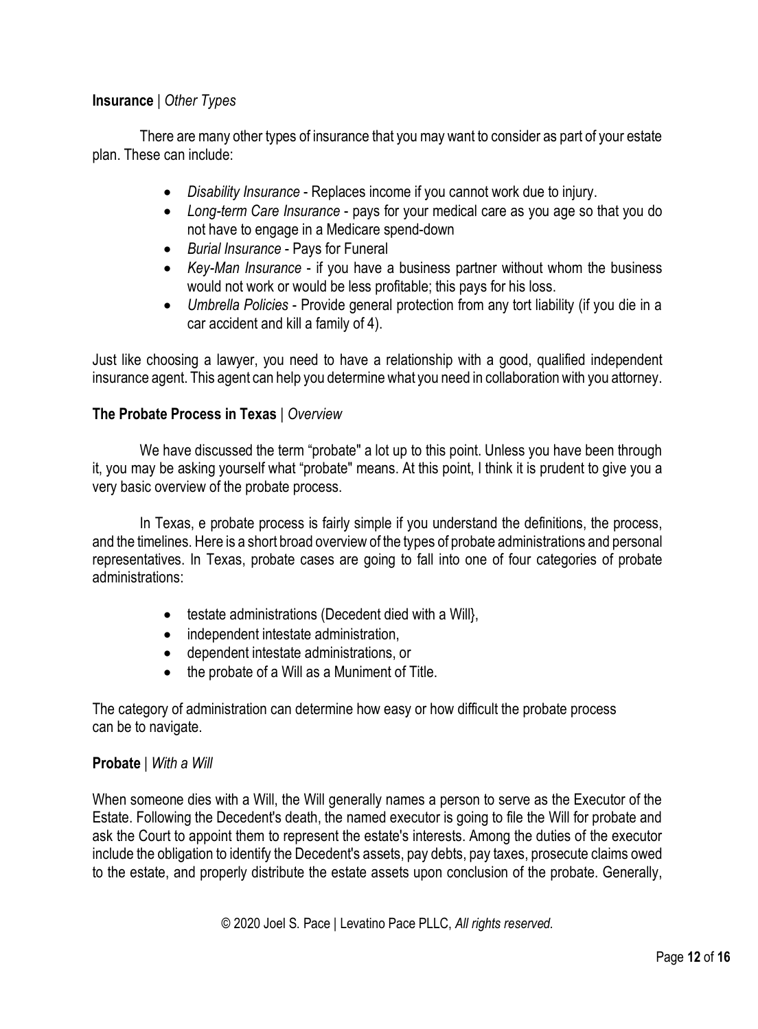**Insurance** | *Other Types*

There are many other types of insurance that you may want to consider as part of your estate plan. These can include:

- *Disability Insurance* - Replaces income if you cannot work due to injury.
- *Long-term Care Insurance* - pays for your medical care as you age so that you do not have to engage in a Medicare spend-down
- *Burial Insurance* - Pays for Funeral
- *Key-Man Insurance* - if you have a business partner without whom the business would not work or would be less profitable; this pays for his loss.
- *Umbrella Policies* - Provide general protection from any tort liability (if you die in a car accident and kill a family of 4).

Just like choosing a lawyer, you need to have a relationship with a good, qualified independent insurance agent. This agent can help you determine what you need in collaboration with you attorney.

**The Probate Process in Texas** | *Overview*

We have discussed the term "probate" a lot up to this point. Unless you have been through it, you may be asking yourself what "probate" means. At this point, I think it is prudent to give you a very basic overview of the probate process.

In Texas, e probate process is fairly simple if you understand the definitions, the process, and the timelines. Here is a short broad overview of the types of probate administrations and personal representatives. In Texas, probate cases are going to fall into one of four categories of probate administrations:

- testate administrations (Decedent died with a Will},
- independent intestate administration,
- dependent intestate administrations, or
- the probate of a Will as a Muniment of Title.

The category of administration can determine how easy or how difficult the probate process can be to navigate.

**Probate** | *With a Will*

When someone dies with a Will, the Will generally names a person to serve as the Executor of the Estate. Following the Decedent's death, the named executor is going to file the Will for probate and ask the Court to appoint them to represent the estate's interests. Among the duties of the executor include the obligation to identify the Decedent's assets, pay debts, pay taxes, prosecute claims owed to the estate, and properly distribute the estate assets upon conclusion of the probate. Generally,

© 2020 Joel S. Pace | Levatino Pace PLLC, *All rights reserved.*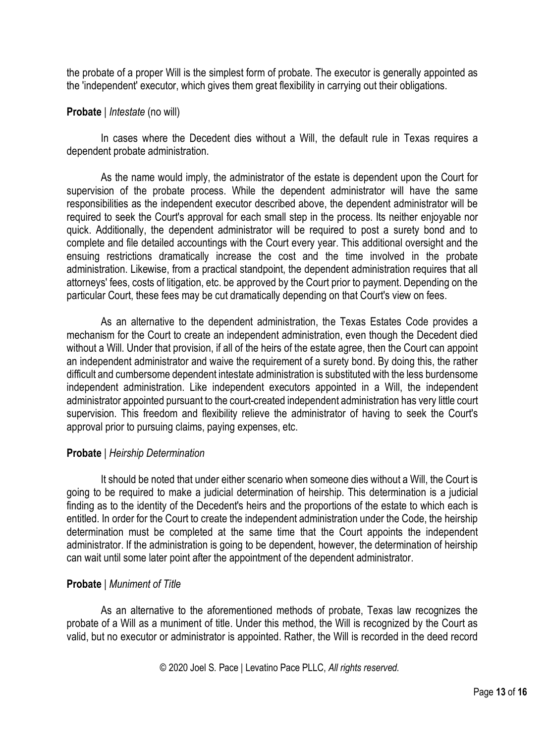the probate of a proper Will is the simplest form of probate. The executor is generally appointed as the 'independent' executor, which gives them great flexibility in carrying out their obligations.

**Probate** | *Intestate* (no will)

In cases where the Decedent dies without a Will, the default rule in Texas requires a dependent probate administration.

As the name would imply, the administrator of the estate is dependent upon the Court for supervision of the probate process. While the dependent administrator will have the same responsibilities as the independent executor described above, the dependent administrator will be required to seek the Court's approval for each small step in the process. Its neither enjoyable nor quick. Additionally, the dependent administrator will be required to post a surety bond and to complete and file detailed accountings with the Court every year. This additional oversight and the ensuing restrictions dramatically increase the cost and the time involved in the probate administration. Likewise, from a practical standpoint, the dependent administration requires that all attorneys' fees, costs of litigation, etc. be approved by the Court prior to payment. Depending on the particular Court, these fees may be cut dramatically depending on that Court's view on fees.

As an alternative to the dependent administration, the Texas Estates Code provides a mechanism for the Court to create an independent administration, even though the Decedent died without a Will. Under that provision, if all of the heirs of the estate agree, then the Court can appoint an independent administrator and waive the requirement of a surety bond. By doing this, the rather difficult and cumbersome dependent intestate administration is substituted with the less burdensome independent administration. Like independent executors appointed in a Will, the independent administrator appointed pursuant to the court-created independent administration has very little court supervision. This freedom and flexibility relieve the administrator of having to seek the Court's approval prior to pursuing claims, paying expenses, etc.

**Probate** | *Heirship Determination*

It should be noted that under either scenario when someone dies without a Will, the Court is going to be required to make a judicial determination of heirship. This determination is a judicial finding as to the identity of the Decedent's heirs and the proportions of the estate to which each is entitled. In order for the Court to create the independent administration under the Code, the heirship determination must be completed at the same time that the Court appoints the independent administrator. If the administration is going to be dependent, however, the determination of heirship can wait until some later point after the appointment of the dependent administrator.

**Probate** | *Muniment of Title*

As an alternative to the aforementioned methods of probate, Texas law recognizes the probate of a Will as a muniment of title. Under this method, the Will is recognized by the Court as valid, but no executor or administrator is appointed. Rather, the Will is recorded in the deed record

© 2020 Joel S. Pace | Levatino Pace PLLC, *All rights reserved.*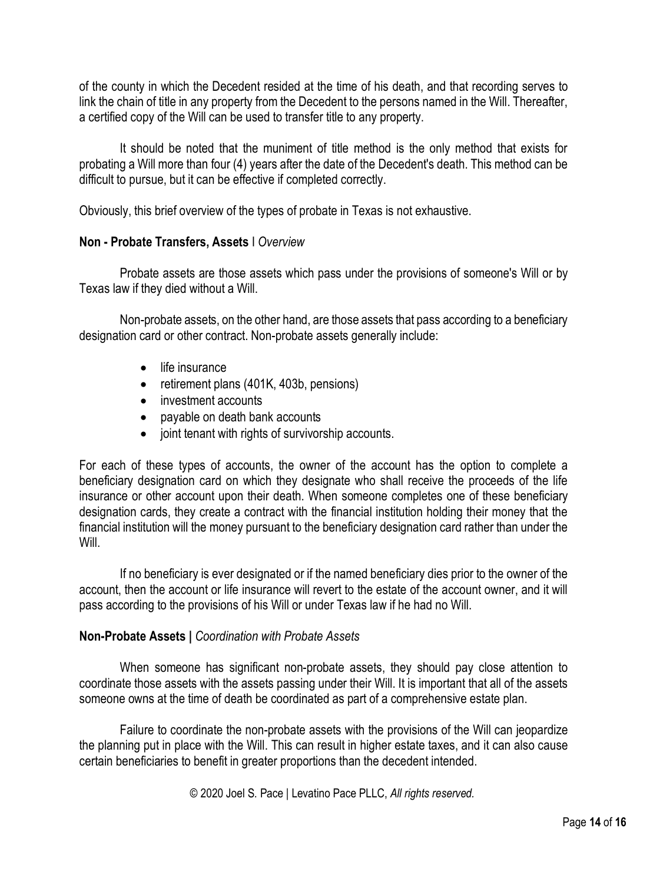of the county in which the Decedent resided at the time of his death, and that recording serves to link the chain of title in any property from the Decedent to the persons named in the Will. Thereafter, a certified copy of the Will can be used to transfer title to any property.

It should be noted that the muniment of title method is the only method that exists for probating a Will more than four (4) years after the date of the Decedent's death. This method can be difficult to pursue, but it can be effective if completed correctly.

Obviously, this brief overview of the types of probate in Texas is not exhaustive.

**Non - Probate Transfers, Assets** I *Overview*

Probate assets are those assets which pass under the provisions of someone's Will or by Texas law if they died without a Will.

Non-probate assets, on the other hand, are those assets that pass according to a beneficiary designation card or other contract. Non-probate assets generally include:

- life insurance
- retirement plans (401K, 403b, pensions)
- investment accounts
- payable on death bank accounts
- joint tenant with rights of survivorship accounts.

For each of these types of accounts, the owner of the account has the option to complete a beneficiary designation card on which they designate who shall receive the proceeds of the life insurance or other account upon their death. When someone completes one of these beneficiary designation cards, they create a contract with the financial institution holding their money that the financial institution will the money pursuant to the beneficiary designation card rather than under the Will.

If no beneficiary is ever designated or if the named beneficiary dies prior to the owner of the account, then the account or life insurance will revert to the estate of the account owner, and it will pass according to the provisions of his Will or under Texas law if he had no Will.

**Non-Probate Assets |** *Coordination with Probate Assets*

When someone has significant non-probate assets, they should pay close attention to coordinate those assets with the assets passing under their Will. It is important that all of the assets someone owns at the time of death be coordinated as part of a comprehensive estate plan.

Failure to coordinate the non-probate assets with the provisions of the Will can jeopardize the planning put in place with the Will. This can result in higher estate taxes, and it can also cause certain beneficiaries to benefit in greater proportions than the decedent intended.

© 2020 Joel S. Pace | Levatino Pace PLLC, *All rights reserved.*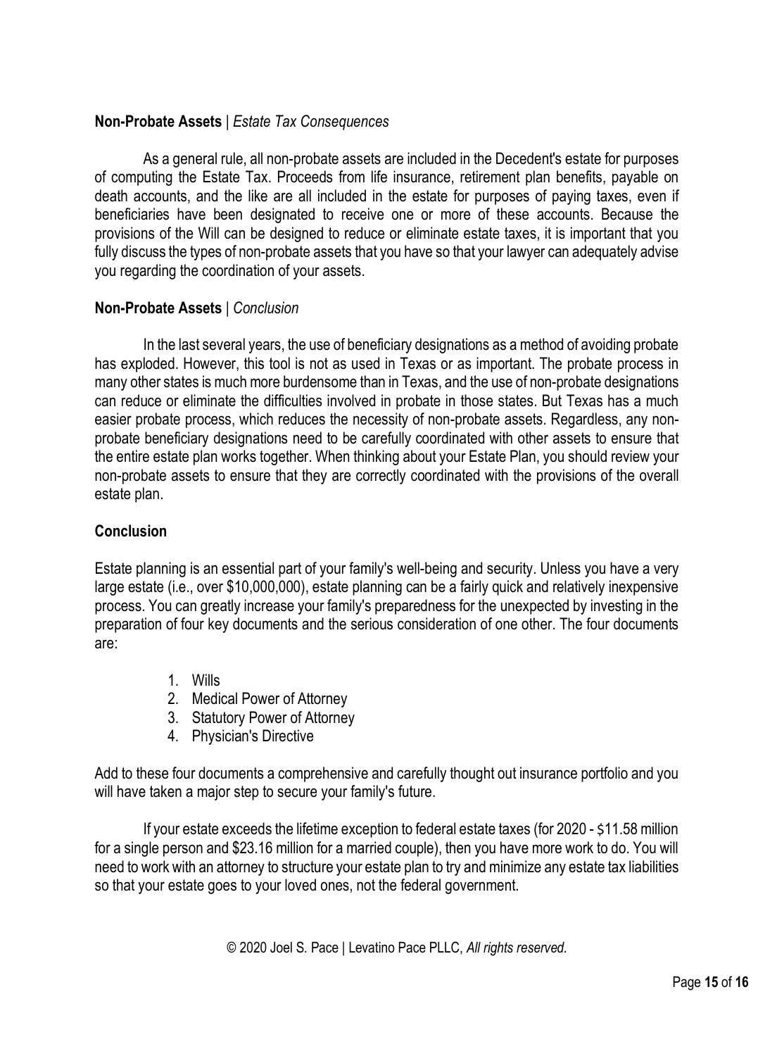**Non-Probate Assets** | *Estate Tax Consequences*

As a general rule, all non-probate assets are included in the Decedent's estate for purposes of computing the Estate Tax. Proceeds from life insurance, retirement plan benefits, payable on death accounts, and the like are all included in the estate for purposes of paying taxes, even if beneficiaries have been designated to receive one or more of these accounts. Because the provisions of the Will can be designed to reduce or eliminate estate taxes, it is important that you fully discuss the types of non-probate assets that you have so that your lawyer can adequately advise you regarding the coordination of your assets.

**Non-Probate Assets** | *Conclusion*

In the last several years, the use of beneficiary designations as a method of avoiding probate has exploded. However, this tool is not as used in Texas or as important. The probate process in many other states is much more burdensome than in Texas, and the use of non-probate designations can reduce or eliminate the difficulties involved in probate in those states. But Texas has a much easier probate process, which reduces the necessity of non-probate assets. Regardless, any non-probate beneficiary designations need to be carefully coordinated with other assets to ensure that the entire estate plan works together. When thinking about your Estate Plan, you should review your non-probate assets to ensure that they are correctly coordinated with the provisions of the overall estate plan.

**Conclusion**

Estate planning is an essential part of your family's well-being and security. Unless you have a very large estate (i.e., over $10,000,000), estate planning can be a fairly quick and relatively inexpensive process. You can greatly increase your family's preparedness for the unexpected by investing in the preparation of four key documents and the serious consideration of one other. The four documents are:

1. Wills
2. Medical Power of Attorney
3. Statutory Power of Attorney
4. Physician's Directive

Add to these four documents a comprehensive and carefully thought out insurance portfolio and you will have taken a major step to secure your family's future.

If your estate exceeds the lifetime exception to federal estate taxes (for 2020 - $11.58 million for a single person and $23.16 million for a married couple), then you have more work to do. You will need to work with an attorney to structure your estate plan to try and minimize any estate tax liabilities so that your estate goes to your loved ones, not the federal government.

© 2020 Joel S. Pace | Levatino Pace PLLC, *All rights reserved.*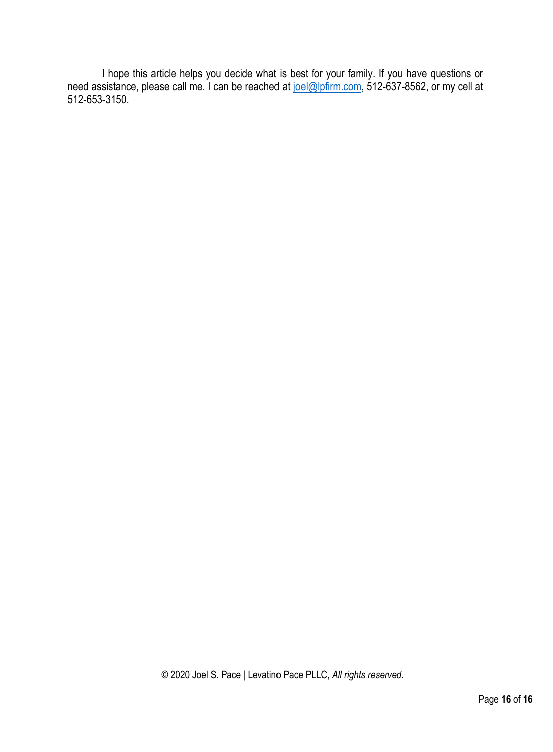I hope this article helps you decide what is best for your family. If you have questions or need assistance, please call me. I can be reached at joel@lpfirm.com, 512-637-8562, or my cell at 512-653-3150.

© 2020 Joel S. Pace | Levatino Pace PLLC, *All rights reserved.*